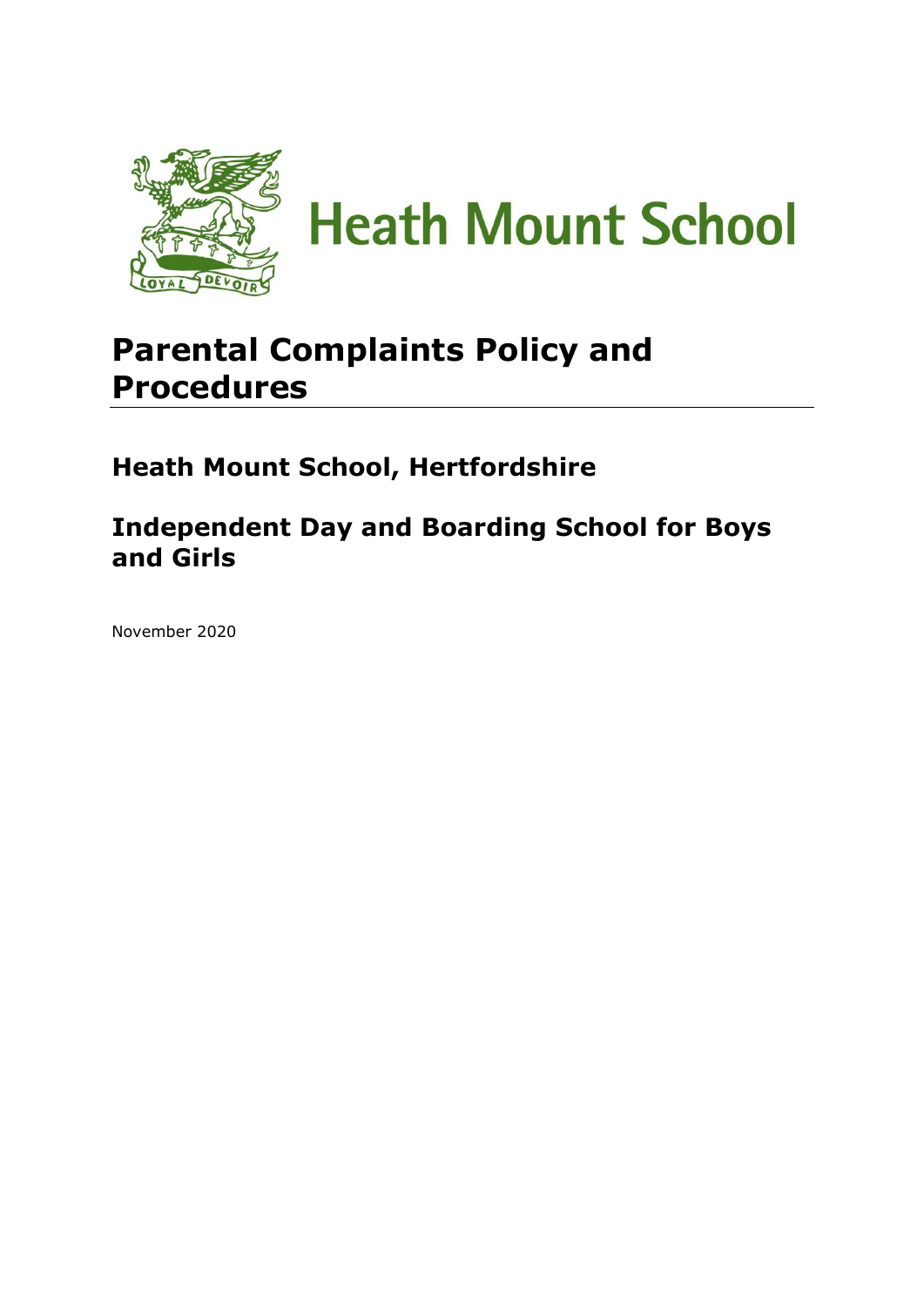Heath Mount School

# Parental Complaints Policy and Procedures

## Heath Mount School, Hertfordshire

## Independent Day and Boarding School for Boys and Girls

November 2020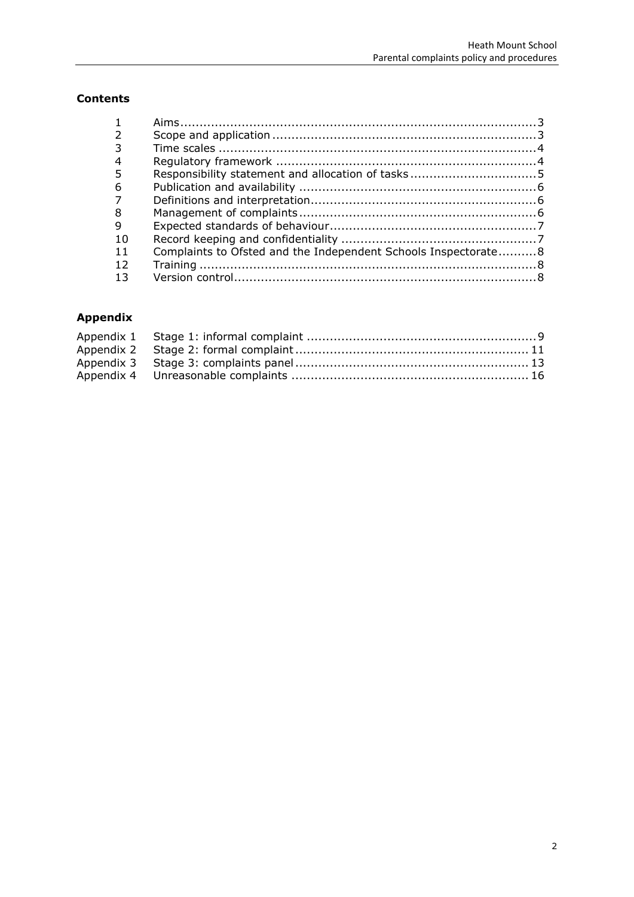## Contents

| | | |
|---|---|---|
| 1 | Aims | 3 |
| 2 | Scope and application | 3 |
| 3 | Time scales | 4 |
| 4 | Regulatory framework | 4 |
| 5 | Responsibility statement and allocation of tasks | 5 |
| 6 | Publication and availability | 6 |
| 7 | Definitions and interpretation | 6 |
| 8 | Management of complaints | 6 |
| 9 | Expected standards of behaviour | 7 |
| 10 | Record keeping and confidentiality | 7 |
| 11 | Complaints to Ofsted and the Independent Schools Inspectorate | 8 |
| 12 | Training | 8 |
| 13 | Version control | 8 |

## Appendix

| | | |
|---|---|---|
| Appendix 1 | Stage 1: informal complaint | 9 |
| Appendix 2 | Stage 2: formal complaint | 11 |
| Appendix 3 | Stage 3: complaints panel | 13 |
| Appendix 4 | Unreasonable complaints | 16 |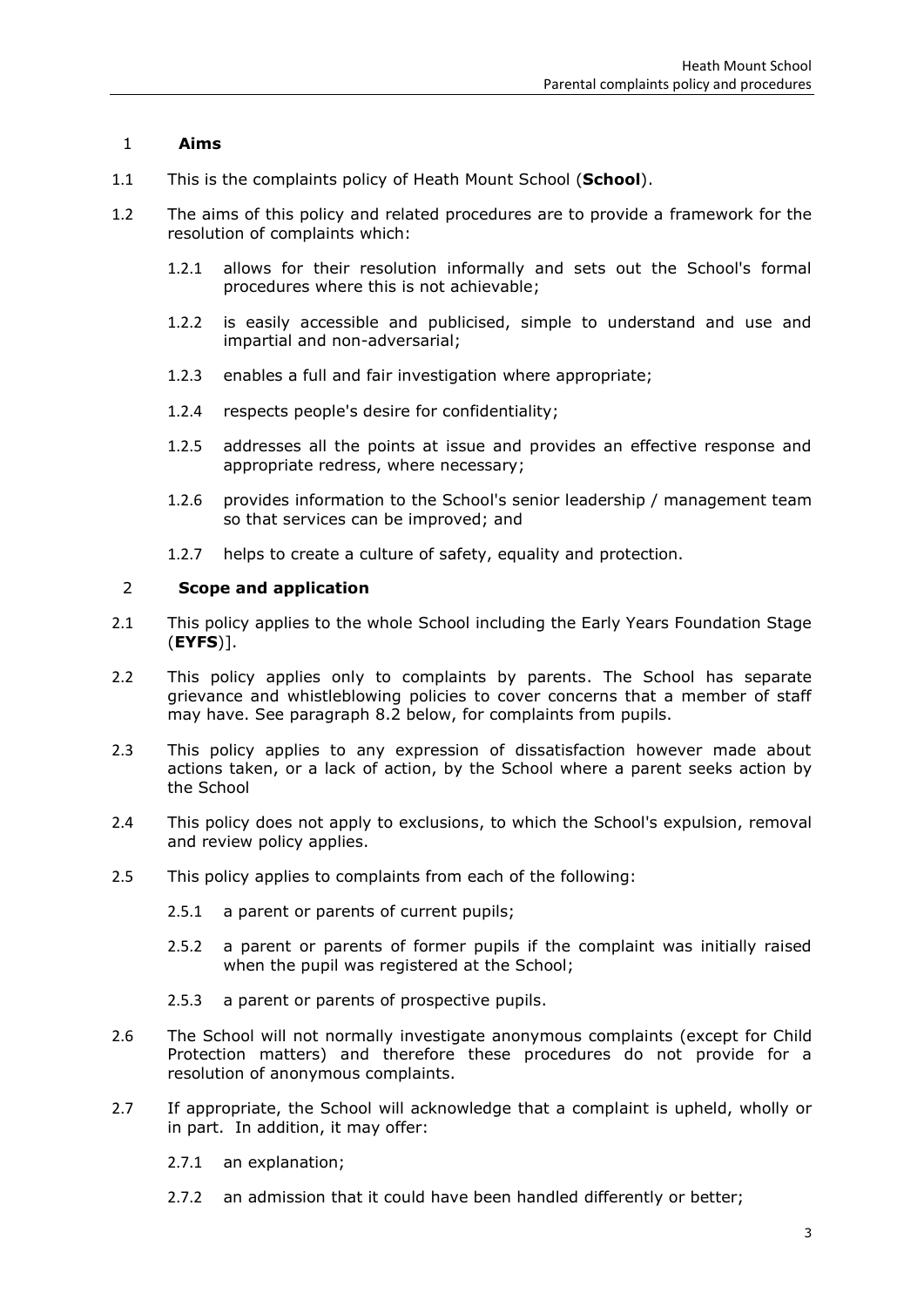## 1 Aims

1.1 This is the complaints policy of Heath Mount School (**School**).

1.2 The aims of this policy and related procedures are to provide a framework for the resolution of complaints which:

1.2.1 allows for their resolution informally and sets out the School's formal procedures where this is not achievable;

1.2.2 is easily accessible and publicised, simple to understand and use and impartial and non-adversarial;

1.2.3 enables a full and fair investigation where appropriate;

1.2.4 respects people's desire for confidentiality;

1.2.5 addresses all the points at issue and provides an effective response and appropriate redress, where necessary;

1.2.6 provides information to the School's senior leadership / management team so that services can be improved; and

1.2.7 helps to create a culture of safety, equality and protection.

## 2 Scope and application

2.1 This policy applies to the whole School including the Early Years Foundation Stage (**EYFS**)].

2.2 This policy applies only to complaints by parents. The School has separate grievance and whistleblowing policies to cover concerns that a member of staff may have. See paragraph 8.2 below, for complaints from pupils.

2.3 This policy applies to any expression of dissatisfaction however made about actions taken, or a lack of action, by the School where a parent seeks action by the School

2.4 This policy does not apply to exclusions, to which the School's expulsion, removal and review policy applies.

2.5 This policy applies to complaints from each of the following:

2.5.1 a parent or parents of current pupils;

2.5.2 a parent or parents of former pupils if the complaint was initially raised when the pupil was registered at the School;

2.5.3 a parent or parents of prospective pupils.

2.6 The School will not normally investigate anonymous complaints (except for Child Protection matters) and therefore these procedures do not provide for a resolution of anonymous complaints.

2.7 If appropriate, the School will acknowledge that a complaint is upheld, wholly or in part. In addition, it may offer:

2.7.1 an explanation;

2.7.2 an admission that it could have been handled differently or better;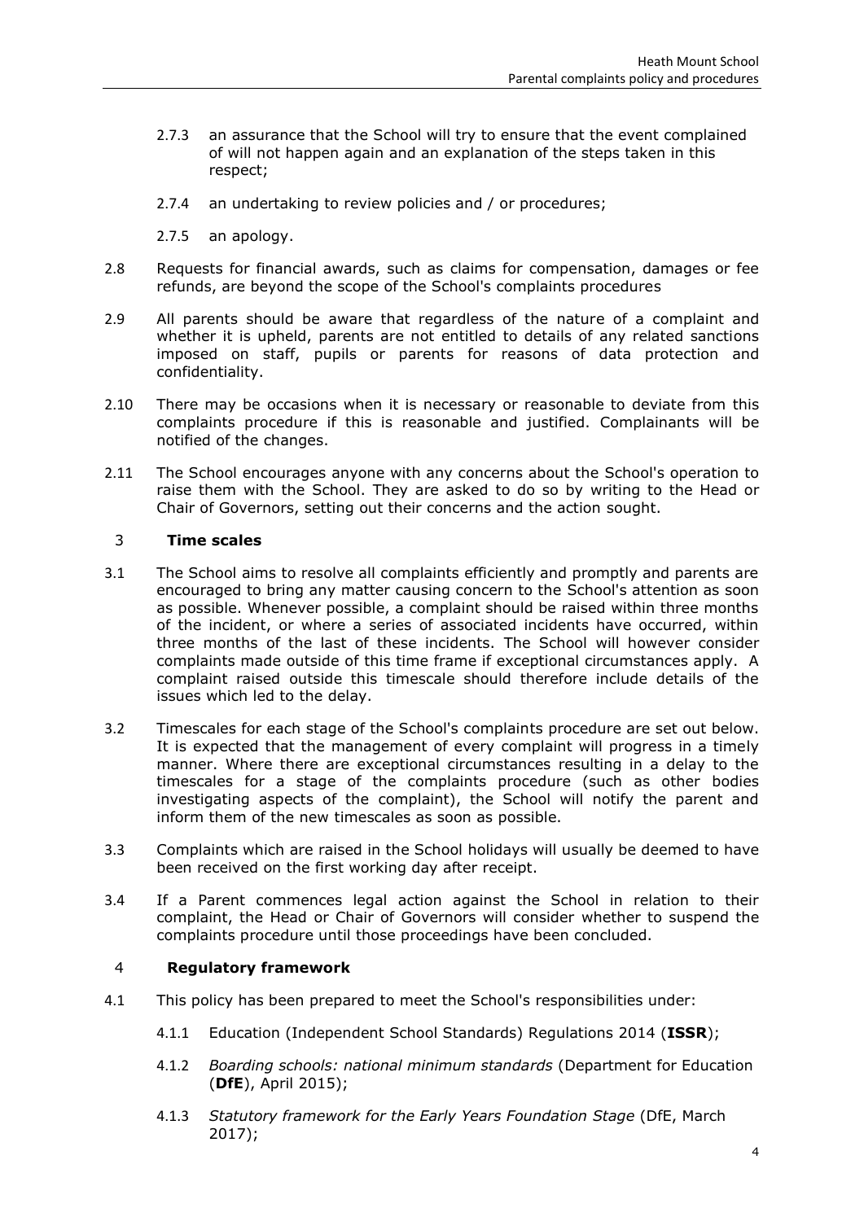2.7.3 an assurance that the School will try to ensure that the event complained of will not happen again and an explanation of the steps taken in this respect;

2.7.4 an undertaking to review policies and / or procedures;

2.7.5 an apology.

2.8 Requests for financial awards, such as claims for compensation, damages or fee refunds, are beyond the scope of the School's complaints procedures

2.9 All parents should be aware that regardless of the nature of a complaint and whether it is upheld, parents are not entitled to details of any related sanctions imposed on staff, pupils or parents for reasons of data protection and confidentiality.

2.10 There may be occasions when it is necessary or reasonable to deviate from this complaints procedure if this is reasonable and justified. Complainants will be notified of the changes.

2.11 The School encourages anyone with any concerns about the School's operation to raise them with the School. They are asked to do so by writing to the Head or Chair of Governors, setting out their concerns and the action sought.

## 3 Time scales

3.1 The School aims to resolve all complaints efficiently and promptly and parents are encouraged to bring any matter causing concern to the School's attention as soon as possible. Whenever possible, a complaint should be raised within three months of the incident, or where a series of associated incidents have occurred, within three months of the last of these incidents. The School will however consider complaints made outside of this time frame if exceptional circumstances apply. A complaint raised outside this timescale should therefore include details of the issues which led to the delay.

3.2 Timescales for each stage of the School's complaints procedure are set out below. It is expected that the management of every complaint will progress in a timely manner. Where there are exceptional circumstances resulting in a delay to the timescales for a stage of the complaints procedure (such as other bodies investigating aspects of the complaint), the School will notify the parent and inform them of the new timescales as soon as possible.

3.3 Complaints which are raised in the School holidays will usually be deemed to have been received on the first working day after receipt.

3.4 If a Parent commences legal action against the School in relation to their complaint, the Head or Chair of Governors will consider whether to suspend the complaints procedure until those proceedings have been concluded.

## 4 Regulatory framework

4.1 This policy has been prepared to meet the School's responsibilities under:

4.1.1 Education (Independent School Standards) Regulations 2014 (**ISSR**);

4.1.2 *Boarding schools: national minimum standards* (Department for Education (**DfE**), April 2015);

4.1.3 *Statutory framework for the Early Years Foundation Stage* (DfE, March 2017);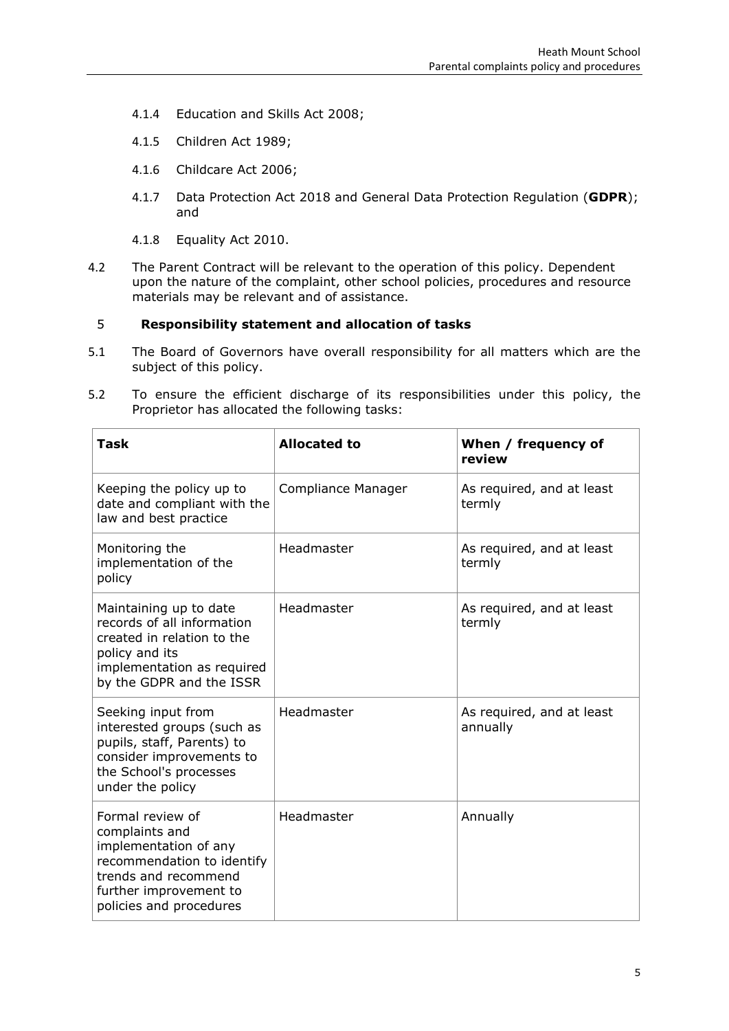4.1.4 Education and Skills Act 2008;

4.1.5 Children Act 1989;

4.1.6 Childcare Act 2006;

4.1.7 Data Protection Act 2018 and General Data Protection Regulation (**GDPR**); and

4.1.8 Equality Act 2010.

4.2 The Parent Contract will be relevant to the operation of this policy. Dependent upon the nature of the complaint, other school policies, procedures and resource materials may be relevant and of assistance.

## 5 Responsibility statement and allocation of tasks

5.1 The Board of Governors have overall responsibility for all matters which are the subject of this policy.

5.2 To ensure the efficient discharge of its responsibilities under this policy, the Proprietor has allocated the following tasks:

| **Task** | **Allocated to** | **When / frequency of review** |
|---|---|---|
| Keeping the policy up to date and compliant with the law and best practice | Compliance Manager | As required, and at least termly |
| Monitoring the implementation of the policy | Headmaster | As required, and at least termly |
| Maintaining up to date records of all information created in relation to the policy and its implementation as required by the GDPR and the ISSR | Headmaster | As required, and at least termly |
| Seeking input from interested groups (such as pupils, staff, Parents) to consider improvements to the School's processes under the policy | Headmaster | As required, and at least annually |
| Formal review of complaints and implementation of any recommendation to identify trends and recommend further improvement to policies and procedures | Headmaster | Annually |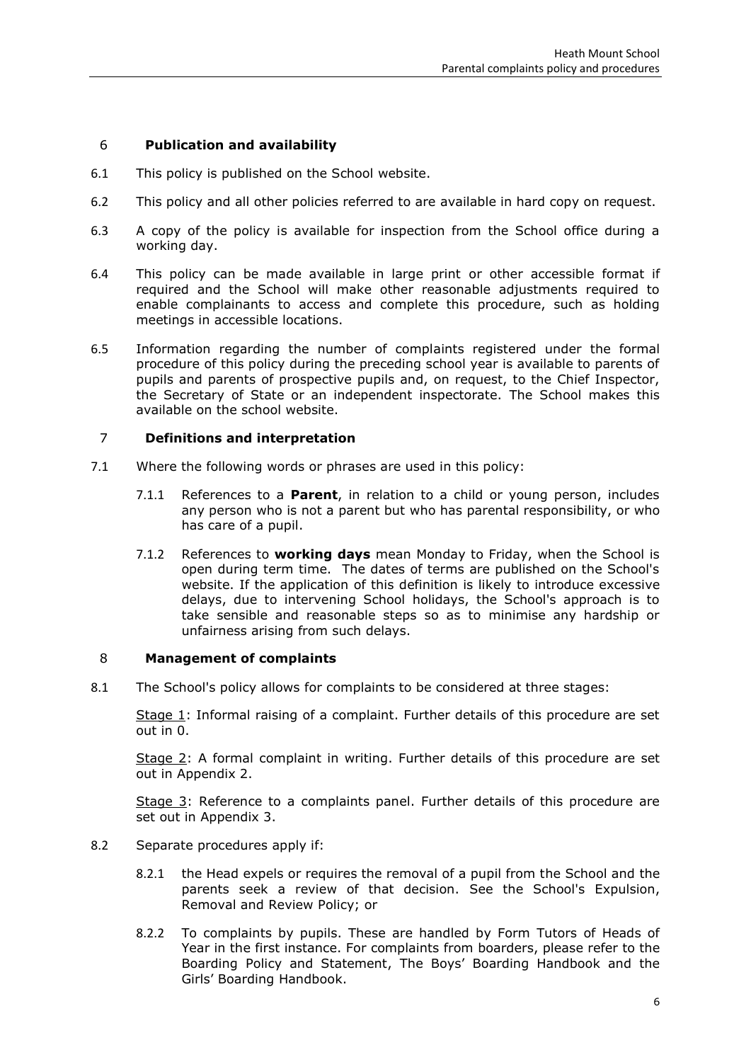## 6 Publication and availability

6.1 This policy is published on the School website.

6.2 This policy and all other policies referred to are available in hard copy on request.

6.3 A copy of the policy is available for inspection from the School office during a working day.

6.4 This policy can be made available in large print or other accessible format if required and the School will make other reasonable adjustments required to enable complainants to access and complete this procedure, such as holding meetings in accessible locations.

6.5 Information regarding the number of complaints registered under the formal procedure of this policy during the preceding school year is available to parents of pupils and parents of prospective pupils and, on request, to the Chief Inspector, the Secretary of State or an independent inspectorate. The School makes this available on the school website.

## 7 Definitions and interpretation

7.1 Where the following words or phrases are used in this policy:

7.1.1 References to a **Parent**, in relation to a child or young person, includes any person who is not a parent but who has parental responsibility, or who has care of a pupil.

7.1.2 References to **working days** mean Monday to Friday, when the School is open during term time. The dates of terms are published on the School's website. If the application of this definition is likely to introduce excessive delays, due to intervening School holidays, the School's approach is to take sensible and reasonable steps so as to minimise any hardship or unfairness arising from such delays.

## 8 Management of complaints

8.1 The School's policy allows for complaints to be considered at three stages:

Stage 1: Informal raising of a complaint. Further details of this procedure are set out in 0.

Stage 2: A formal complaint in writing. Further details of this procedure are set out in Appendix 2.

Stage 3: Reference to a complaints panel. Further details of this procedure are set out in Appendix 3.

8.2 Separate procedures apply if:

8.2.1 the Head expels or requires the removal of a pupil from the School and the parents seek a review of that decision. See the School's Expulsion, Removal and Review Policy; or

8.2.2 To complaints by pupils. These are handled by Form Tutors of Heads of Year in the first instance. For complaints from boarders, please refer to the Boarding Policy and Statement, The Boys' Boarding Handbook and the Girls' Boarding Handbook.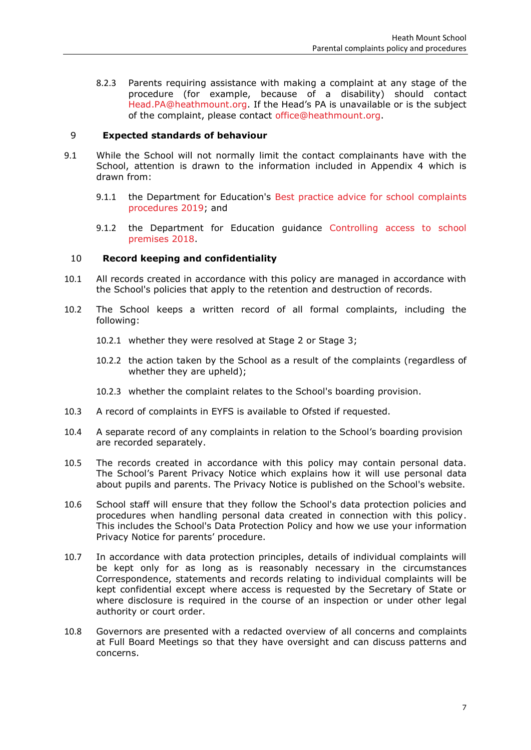8.2.3 Parents requiring assistance with making a complaint at any stage of the procedure (for example, because of a disability) should contact Head.PA@heathmount.org. If the Head's PA is unavailable or is the subject of the complaint, please contact office@heathmount.org.

## 9 Expected standards of behaviour

9.1 While the School will not normally limit the contact complainants have with the School, attention is drawn to the information included in Appendix 4 which is drawn from:

9.1.1 the Department for Education's Best practice advice for school complaints procedures 2019; and

9.1.2 the Department for Education guidance Controlling access to school premises 2018.

## 10 Record keeping and confidentiality

10.1 All records created in accordance with this policy are managed in accordance with the School's policies that apply to the retention and destruction of records.

10.2 The School keeps a written record of all formal complaints, including the following:

10.2.1 whether they were resolved at Stage 2 or Stage 3;

10.2.2 the action taken by the School as a result of the complaints (regardless of whether they are upheld);

10.2.3 whether the complaint relates to the School's boarding provision.

10.3 A record of complaints in EYFS is available to Ofsted if requested.

10.4 A separate record of any complaints in relation to the School's boarding provision are recorded separately.

10.5 The records created in accordance with this policy may contain personal data. The School's Parent Privacy Notice which explains how it will use personal data about pupils and parents. The Privacy Notice is published on the School's website.

10.6 School staff will ensure that they follow the School's data protection policies and procedures when handling personal data created in connection with this policy. This includes the School's Data Protection Policy and how we use your information Privacy Notice for parents' procedure.

10.7 In accordance with data protection principles, details of individual complaints will be kept only for as long as is reasonably necessary in the circumstances Correspondence, statements and records relating to individual complaints will be kept confidential except where access is requested by the Secretary of State or where disclosure is required in the course of an inspection or under other legal authority or court order.

10.8 Governors are presented with a redacted overview of all concerns and complaints at Full Board Meetings so that they have oversight and can discuss patterns and concerns.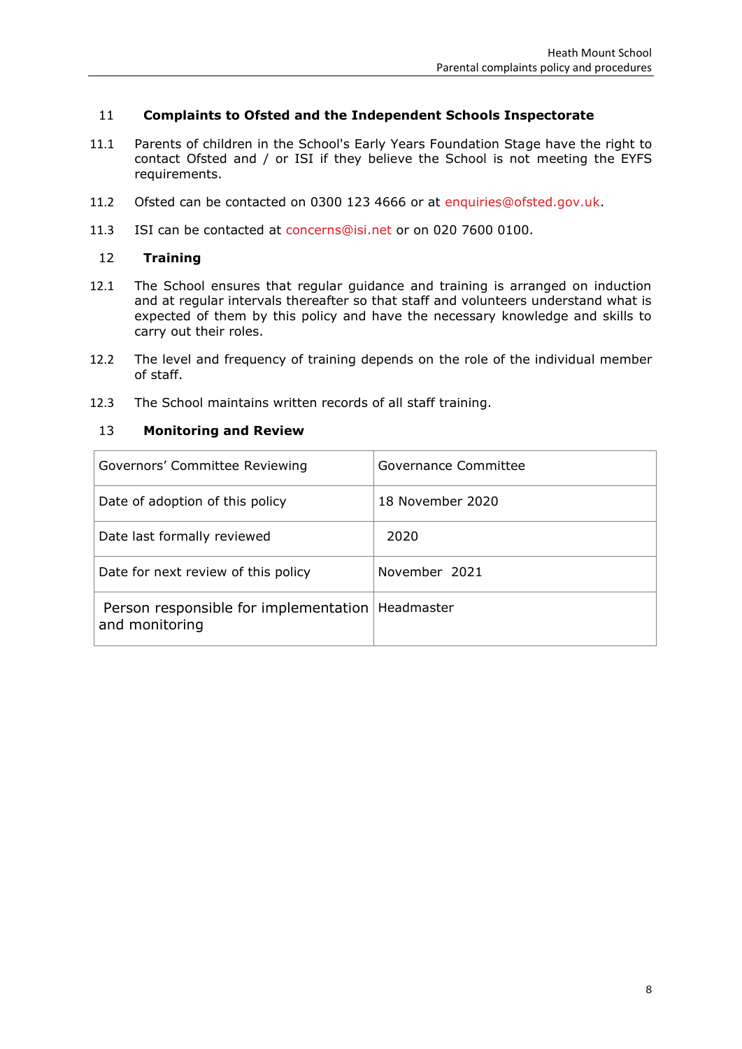## 11 Complaints to Ofsted and the Independent Schools Inspectorate

11.1 Parents of children in the School's Early Years Foundation Stage have the right to contact Ofsted and / or ISI if they believe the School is not meeting the EYFS requirements.

11.2 Ofsted can be contacted on 0300 123 4666 or at enquiries@ofsted.gov.uk.

11.3 ISI can be contacted at concerns@isi.net or on 020 7600 0100.

## 12 Training

12.1 The School ensures that regular guidance and training is arranged on induction and at regular intervals thereafter so that staff and volunteers understand what is expected of them by this policy and have the necessary knowledge and skills to carry out their roles.

12.2 The level and frequency of training depends on the role of the individual member of staff.

12.3 The School maintains written records of all staff training.

## 13 Monitoring and Review

| | |
|---|---|
| Governors' Committee Reviewing | Governance Committee |
| Date of adoption of this policy | 18 November 2020 |
| Date last formally reviewed | 2020 |
| Date for next review of this policy | November 2021 |
| Person responsible for implementation and monitoring | Headmaster |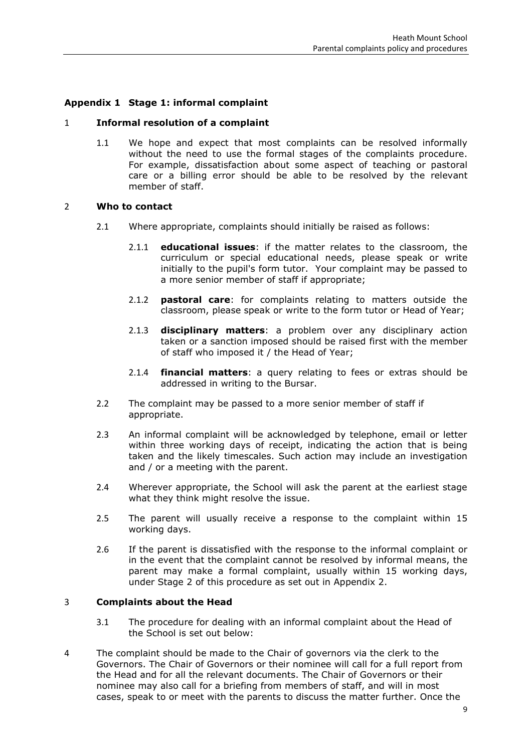## Appendix 1 Stage 1: informal complaint

### 1 Informal resolution of a complaint

1.1 We hope and expect that most complaints can be resolved informally without the need to use the formal stages of the complaints procedure. For example, dissatisfaction about some aspect of teaching or pastoral care or a billing error should be able to be resolved by the relevant member of staff.

### 2 Who to contact

2.1 Where appropriate, complaints should initially be raised as follows:

2.1.1 **educational issues**: if the matter relates to the classroom, the curriculum or special educational needs, please speak or write initially to the pupil's form tutor. Your complaint may be passed to a more senior member of staff if appropriate;

2.1.2 **pastoral care**: for complaints relating to matters outside the classroom, please speak or write to the form tutor or Head of Year;

2.1.3 **disciplinary matters**: a problem over any disciplinary action taken or a sanction imposed should be raised first with the member of staff who imposed it / the Head of Year;

2.1.4 **financial matters**: a query relating to fees or extras should be addressed in writing to the Bursar.

2.2 The complaint may be passed to a more senior member of staff if appropriate.

2.3 An informal complaint will be acknowledged by telephone, email or letter within three working days of receipt, indicating the action that is being taken and the likely timescales. Such action may include an investigation and / or a meeting with the parent.

2.4 Wherever appropriate, the School will ask the parent at the earliest stage what they think might resolve the issue.

2.5 The parent will usually receive a response to the complaint within 15 working days.

2.6 If the parent is dissatisfied with the response to the informal complaint or in the event that the complaint cannot be resolved by informal means, the parent may make a formal complaint, usually within 15 working days, under Stage 2 of this procedure as set out in Appendix 2.

### 3 Complaints about the Head

3.1 The procedure for dealing with an informal complaint about the Head of the School is set out below:

4 The complaint should be made to the Chair of governors via the clerk to the Governors. The Chair of Governors or their nominee will call for a full report from the Head and for all the relevant documents. The Chair of Governors or their nominee may also call for a briefing from members of staff, and will in most cases, speak to or meet with the parents to discuss the matter further. Once the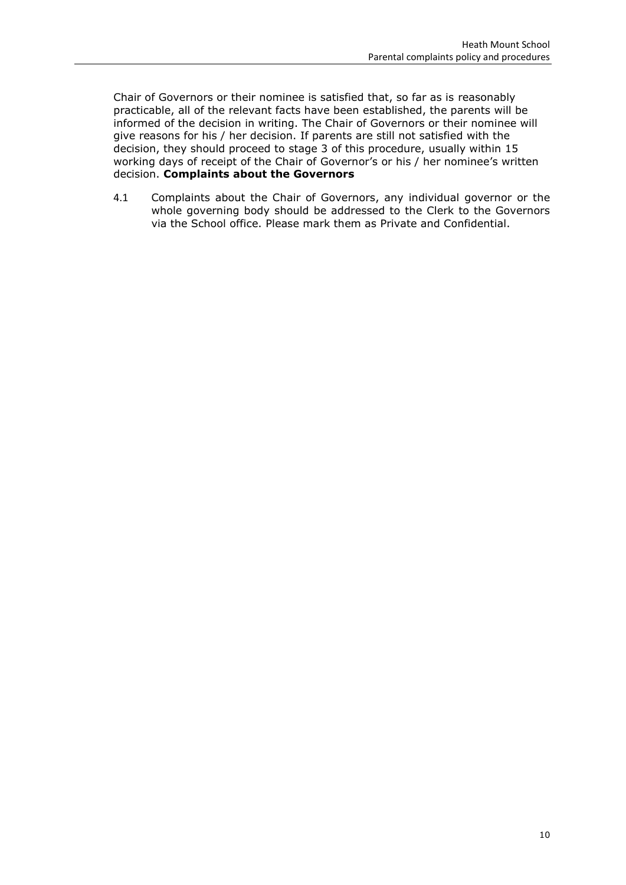Chair of Governors or their nominee is satisfied that, so far as is reasonably practicable, all of the relevant facts have been established, the parents will be informed of the decision in writing. The Chair of Governors or their nominee will give reasons for his / her decision. If parents are still not satisfied with the decision, they should proceed to stage 3 of this procedure, usually within 15 working days of receipt of the Chair of Governor's or his / her nominee's written decision. **Complaints about the Governors**

4.1 Complaints about the Chair of Governors, any individual governor or the whole governing body should be addressed to the Clerk to the Governors via the School office. Please mark them as Private and Confidential.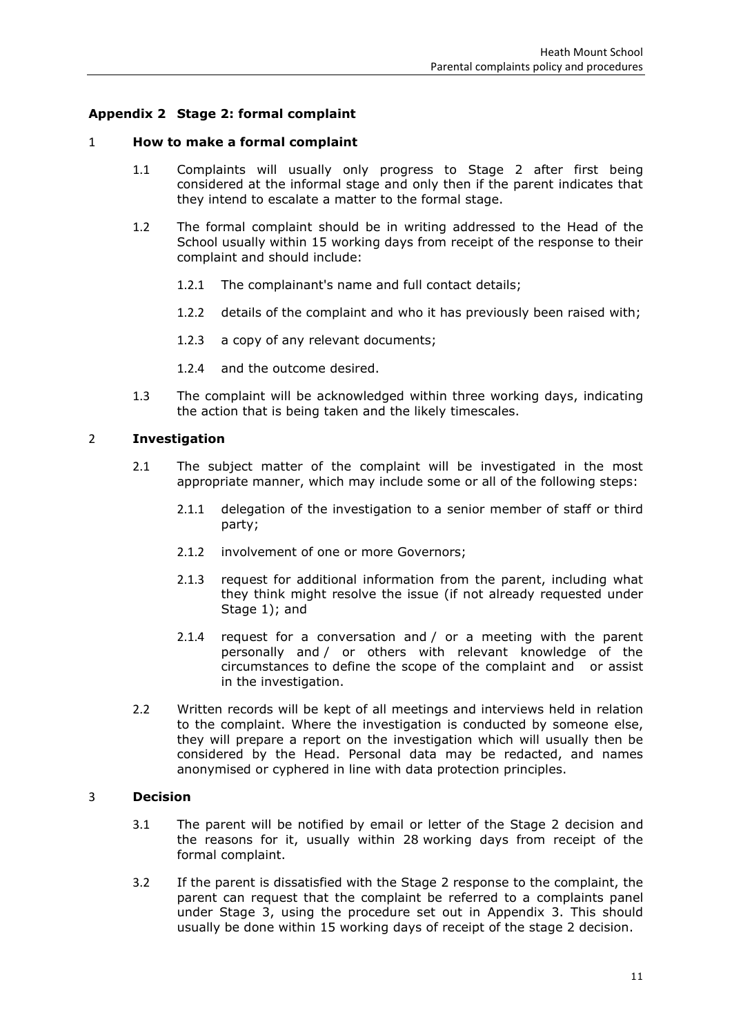## Appendix 2 Stage 2: formal complaint

### 1 How to make a formal complaint

1.1 Complaints will usually only progress to Stage 2 after first being considered at the informal stage and only then if the parent indicates that they intend to escalate a matter to the formal stage.

1.2 The formal complaint should be in writing addressed to the Head of the School usually within 15 working days from receipt of the response to their complaint and should include:

1.2.1 The complainant's name and full contact details;

1.2.2 details of the complaint and who it has previously been raised with;

1.2.3 a copy of any relevant documents;

1.2.4 and the outcome desired.

1.3 The complaint will be acknowledged within three working days, indicating the action that is being taken and the likely timescales.

### 2 Investigation

2.1 The subject matter of the complaint will be investigated in the most appropriate manner, which may include some or all of the following steps:

2.1.1 delegation of the investigation to a senior member of staff or third party;

2.1.2 involvement of one or more Governors;

2.1.3 request for additional information from the parent, including what they think might resolve the issue (if not already requested under Stage 1); and

2.1.4 request for a conversation and / or a meeting with the parent personally and / or others with relevant knowledge of the circumstances to define the scope of the complaint and or assist in the investigation.

2.2 Written records will be kept of all meetings and interviews held in relation to the complaint. Where the investigation is conducted by someone else, they will prepare a report on the investigation which will usually then be considered by the Head. Personal data may be redacted, and names anonymised or cyphered in line with data protection principles.

### 3 Decision

3.1 The parent will be notified by email or letter of the Stage 2 decision and the reasons for it, usually within 28 working days from receipt of the formal complaint.

3.2 If the parent is dissatisfied with the Stage 2 response to the complaint, the parent can request that the complaint be referred to a complaints panel under Stage 3, using the procedure set out in Appendix 3. This should usually be done within 15 working days of receipt of the stage 2 decision.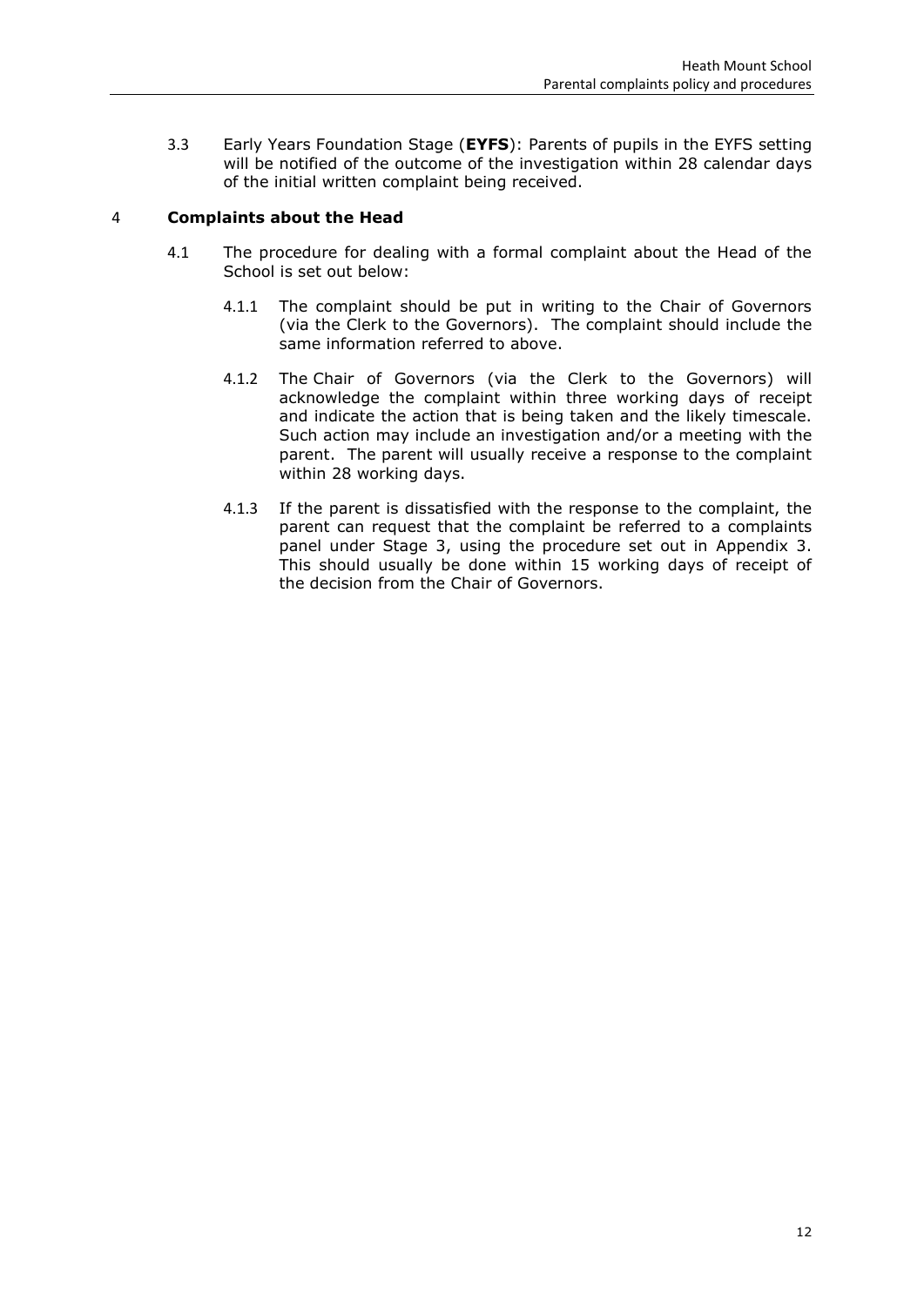3.3 Early Years Foundation Stage (**EYFS**): Parents of pupils in the EYFS setting will be notified of the outcome of the investigation within 28 calendar days of the initial written complaint being received.

## 4 Complaints about the Head

4.1 The procedure for dealing with a formal complaint about the Head of the School is set out below:

4.1.1 The complaint should be put in writing to the Chair of Governors (via the Clerk to the Governors). The complaint should include the same information referred to above.

4.1.2 The Chair of Governors (via the Clerk to the Governors) will acknowledge the complaint within three working days of receipt and indicate the action that is being taken and the likely timescale. Such action may include an investigation and/or a meeting with the parent. The parent will usually receive a response to the complaint within 28 working days.

4.1.3 If the parent is dissatisfied with the response to the complaint, the parent can request that the complaint be referred to a complaints panel under Stage 3, using the procedure set out in Appendix 3. This should usually be done within 15 working days of receipt of the decision from the Chair of Governors.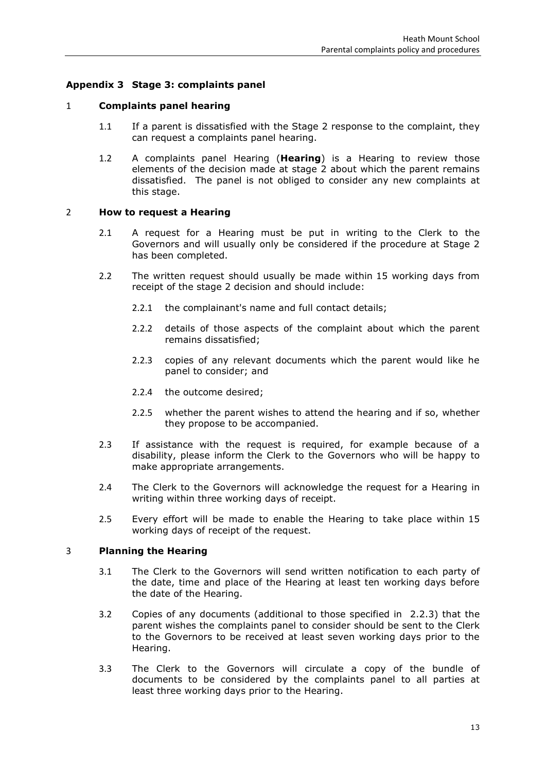## Appendix 3 Stage 3: complaints panel

### 1 Complaints panel hearing

1.1 If a parent is dissatisfied with the Stage 2 response to the complaint, they can request a complaints panel hearing.

1.2 A complaints panel Hearing (**Hearing**) is a Hearing to review those elements of the decision made at stage 2 about which the parent remains dissatisfied. The panel is not obliged to consider any new complaints at this stage.

### 2 How to request a Hearing

2.1 A request for a Hearing must be put in writing to the Clerk to the Governors and will usually only be considered if the procedure at Stage 2 has been completed.

2.2 The written request should usually be made within 15 working days from receipt of the stage 2 decision and should include:

2.2.1 the complainant's name and full contact details;

2.2.2 details of those aspects of the complaint about which the parent remains dissatisfied;

2.2.3 copies of any relevant documents which the parent would like he panel to consider; and

2.2.4 the outcome desired;

2.2.5 whether the parent wishes to attend the hearing and if so, whether they propose to be accompanied.

2.3 If assistance with the request is required, for example because of a disability, please inform the Clerk to the Governors who will be happy to make appropriate arrangements.

2.4 The Clerk to the Governors will acknowledge the request for a Hearing in writing within three working days of receipt.

2.5 Every effort will be made to enable the Hearing to take place within 15 working days of receipt of the request.

### 3 Planning the Hearing

3.1 The Clerk to the Governors will send written notification to each party of the date, time and place of the Hearing at least ten working days before the date of the Hearing.

3.2 Copies of any documents (additional to those specified in 2.2.3) that the parent wishes the complaints panel to consider should be sent to the Clerk to the Governors to be received at least seven working days prior to the Hearing.

3.3 The Clerk to the Governors will circulate a copy of the bundle of documents to be considered by the complaints panel to all parties at least three working days prior to the Hearing.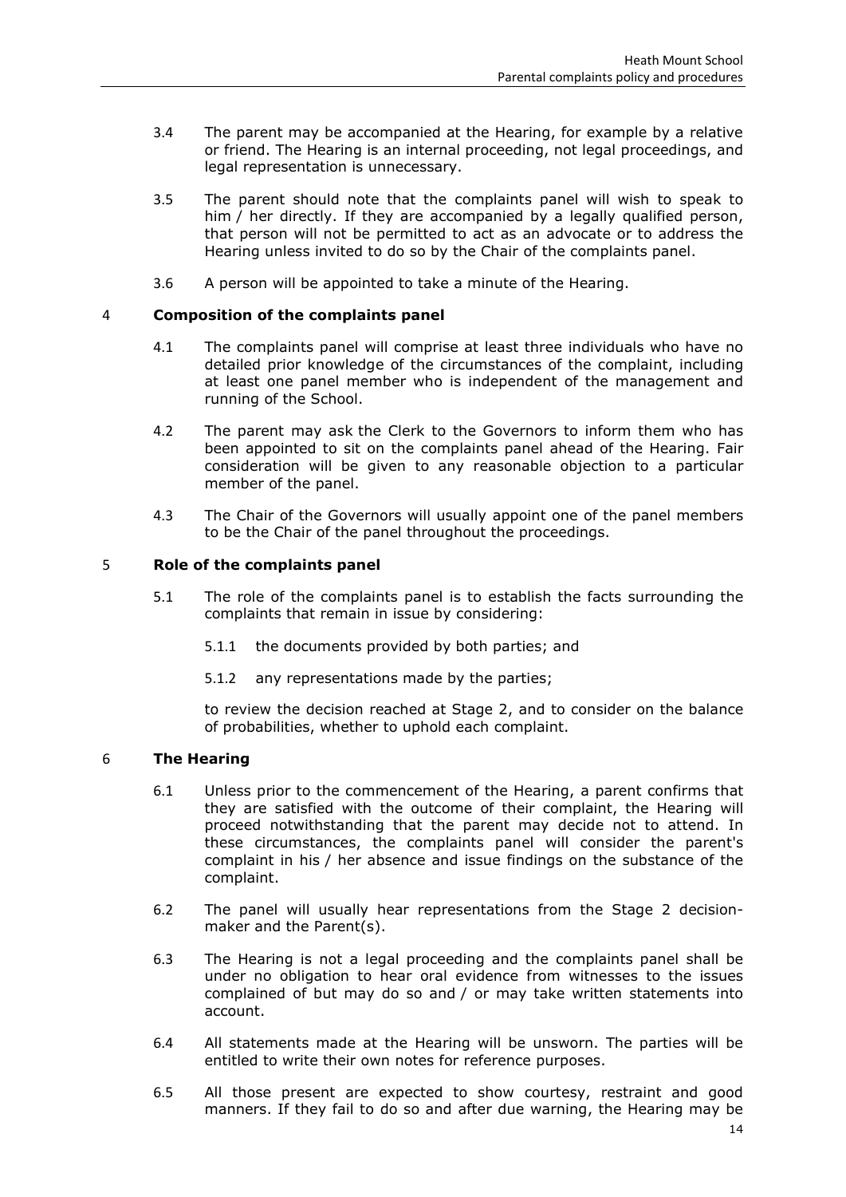3.4 The parent may be accompanied at the Hearing, for example by a relative or friend. The Hearing is an internal proceeding, not legal proceedings, and legal representation is unnecessary.

3.5 The parent should note that the complaints panel will wish to speak to him / her directly. If they are accompanied by a legally qualified person, that person will not be permitted to act as an advocate or to address the Hearing unless invited to do so by the Chair of the complaints panel.

3.6 A person will be appointed to take a minute of the Hearing.

## 4 Composition of the complaints panel

4.1 The complaints panel will comprise at least three individuals who have no detailed prior knowledge of the circumstances of the complaint, including at least one panel member who is independent of the management and running of the School.

4.2 The parent may ask the Clerk to the Governors to inform them who has been appointed to sit on the complaints panel ahead of the Hearing. Fair consideration will be given to any reasonable objection to a particular member of the panel.

4.3 The Chair of the Governors will usually appoint one of the panel members to be the Chair of the panel throughout the proceedings.

## 5 Role of the complaints panel

5.1 The role of the complaints panel is to establish the facts surrounding the complaints that remain in issue by considering:

5.1.1 the documents provided by both parties; and

5.1.2 any representations made by the parties;

to review the decision reached at Stage 2, and to consider on the balance of probabilities, whether to uphold each complaint.

## 6 The Hearing

6.1 Unless prior to the commencement of the Hearing, a parent confirms that they are satisfied with the outcome of their complaint, the Hearing will proceed notwithstanding that the parent may decide not to attend. In these circumstances, the complaints panel will consider the parent's complaint in his / her absence and issue findings on the substance of the complaint.

6.2 The panel will usually hear representations from the Stage 2 decision-maker and the Parent(s).

6.3 The Hearing is not a legal proceeding and the complaints panel shall be under no obligation to hear oral evidence from witnesses to the issues complained of but may do so and / or may take written statements into account.

6.4 All statements made at the Hearing will be unsworn. The parties will be entitled to write their own notes for reference purposes.

6.5 All those present are expected to show courtesy, restraint and good manners. If they fail to do so and after due warning, the Hearing may be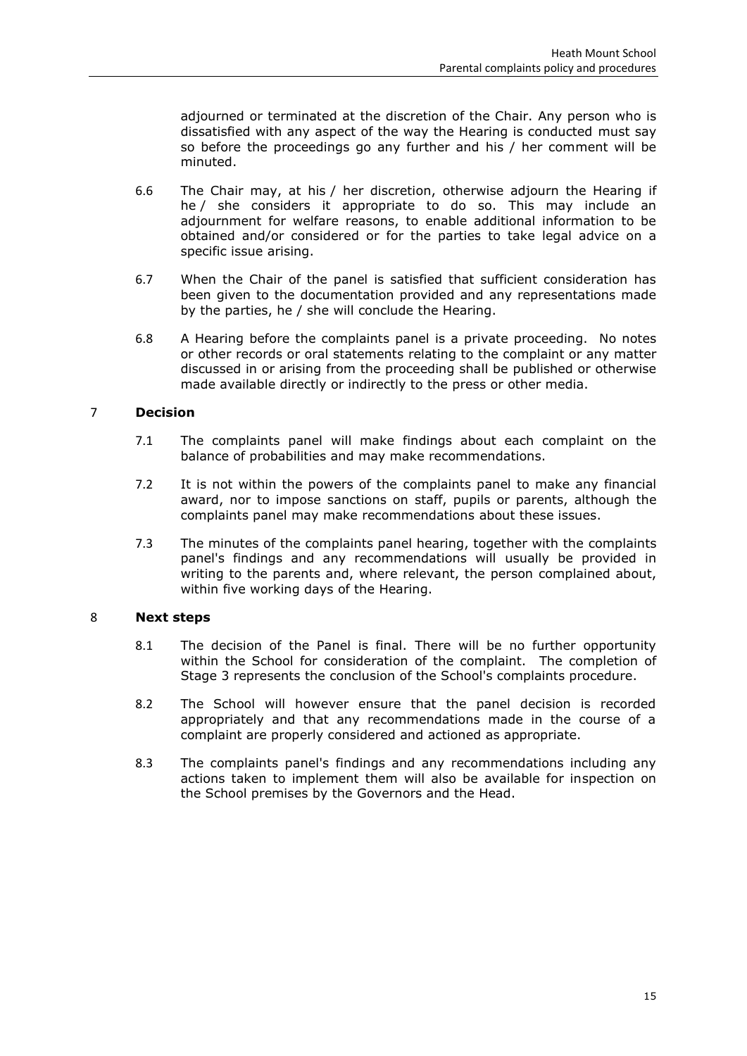adjourned or terminated at the discretion of the Chair. Any person who is dissatisfied with any aspect of the way the Hearing is conducted must say so before the proceedings go any further and his / her comment will be minuted.

6.6 The Chair may, at his / her discretion, otherwise adjourn the Hearing if he / she considers it appropriate to do so. This may include an adjournment for welfare reasons, to enable additional information to be obtained and/or considered or for the parties to take legal advice on a specific issue arising.

6.7 When the Chair of the panel is satisfied that sufficient consideration has been given to the documentation provided and any representations made by the parties, he / she will conclude the Hearing.

6.8 A Hearing before the complaints panel is a private proceeding. No notes or other records or oral statements relating to the complaint or any matter discussed in or arising from the proceeding shall be published or otherwise made available directly or indirectly to the press or other media.

## 7 Decision

7.1 The complaints panel will make findings about each complaint on the balance of probabilities and may make recommendations.

7.2 It is not within the powers of the complaints panel to make any financial award, nor to impose sanctions on staff, pupils or parents, although the complaints panel may make recommendations about these issues.

7.3 The minutes of the complaints panel hearing, together with the complaints panel's findings and any recommendations will usually be provided in writing to the parents and, where relevant, the person complained about, within five working days of the Hearing.

## 8 Next steps

8.1 The decision of the Panel is final. There will be no further opportunity within the School for consideration of the complaint. The completion of Stage 3 represents the conclusion of the School's complaints procedure.

8.2 The School will however ensure that the panel decision is recorded appropriately and that any recommendations made in the course of a complaint are properly considered and actioned as appropriate.

8.3 The complaints panel's findings and any recommendations including any actions taken to implement them will also be available for inspection on the School premises by the Governors and the Head.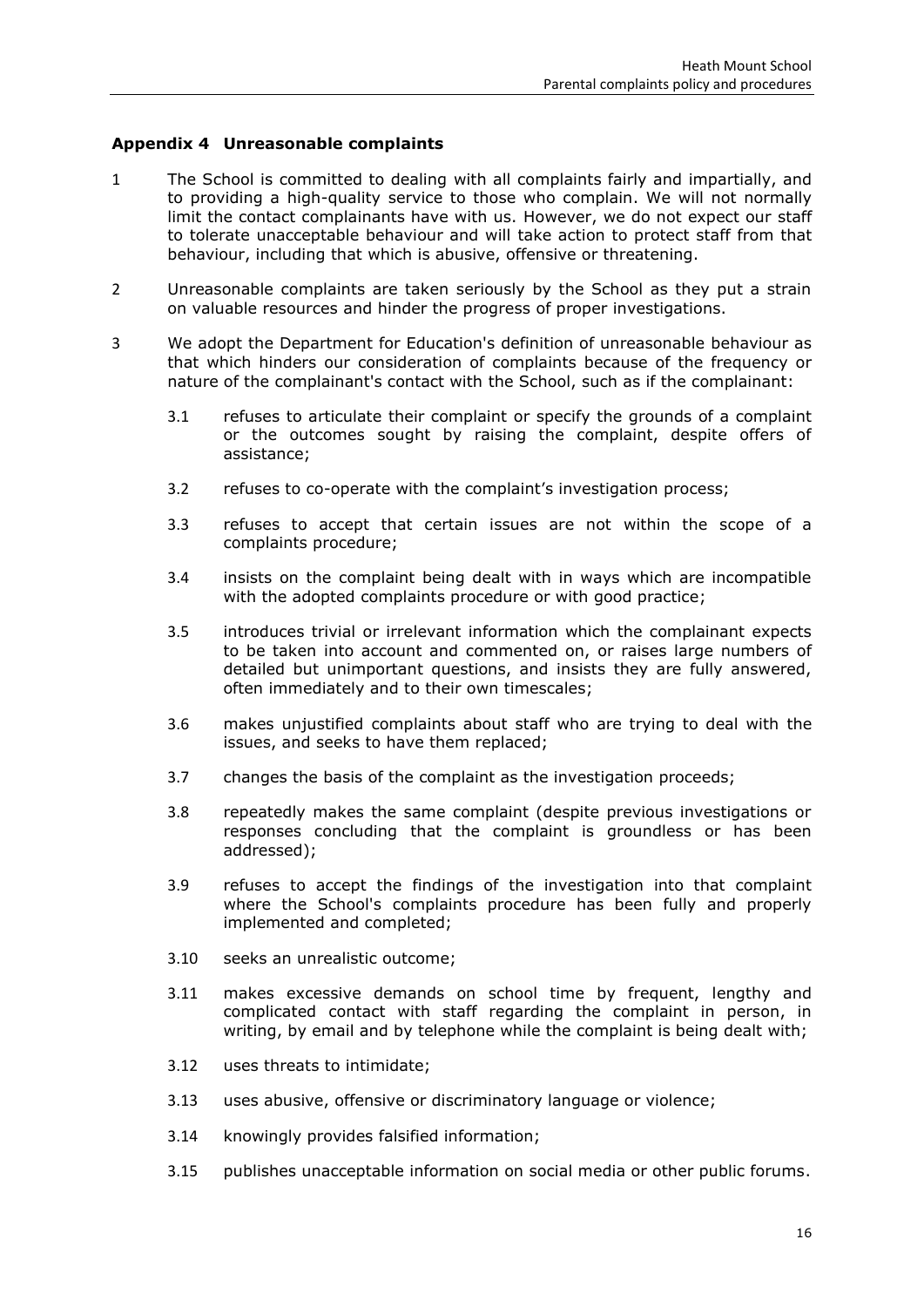### Appendix 4 Unreasonable complaints

1. The School is committed to dealing with all complaints fairly and impartially, and to providing a high-quality service to those who complain. We will not normally limit the contact complainants have with us. However, we do not expect our staff to tolerate unacceptable behaviour and will take action to protect staff from that behaviour, including that which is abusive, offensive or threatening.

2. Unreasonable complaints are taken seriously by the School as they put a strain on valuable resources and hinder the progress of proper investigations.

3. We adopt the Department for Education's definition of unreasonable behaviour as that which hinders our consideration of complaints because of the frequency or nature of the complainant's contact with the School, such as if the complainant:

   3.1 refuses to articulate their complaint or specify the grounds of a complaint or the outcomes sought by raising the complaint, despite offers of assistance;

   3.2 refuses to co-operate with the complaint's investigation process;

   3.3 refuses to accept that certain issues are not within the scope of a complaints procedure;

   3.4 insists on the complaint being dealt with in ways which are incompatible with the adopted complaints procedure or with good practice;

   3.5 introduces trivial or irrelevant information which the complainant expects to be taken into account and commented on, or raises large numbers of detailed but unimportant questions, and insists they are fully answered, often immediately and to their own timescales;

   3.6 makes unjustified complaints about staff who are trying to deal with the issues, and seeks to have them replaced;

   3.7 changes the basis of the complaint as the investigation proceeds;

   3.8 repeatedly makes the same complaint (despite previous investigations or responses concluding that the complaint is groundless or has been addressed);

   3.9 refuses to accept the findings of the investigation into that complaint where the School's complaints procedure has been fully and properly implemented and completed;

   3.10 seeks an unrealistic outcome;

   3.11 makes excessive demands on school time by frequent, lengthy and complicated contact with staff regarding the complaint in person, in writing, by email and by telephone while the complaint is being dealt with;

   3.12 uses threats to intimidate;

   3.13 uses abusive, offensive or discriminatory language or violence;

   3.14 knowingly provides falsified information;

   3.15 publishes unacceptable information on social media or other public forums.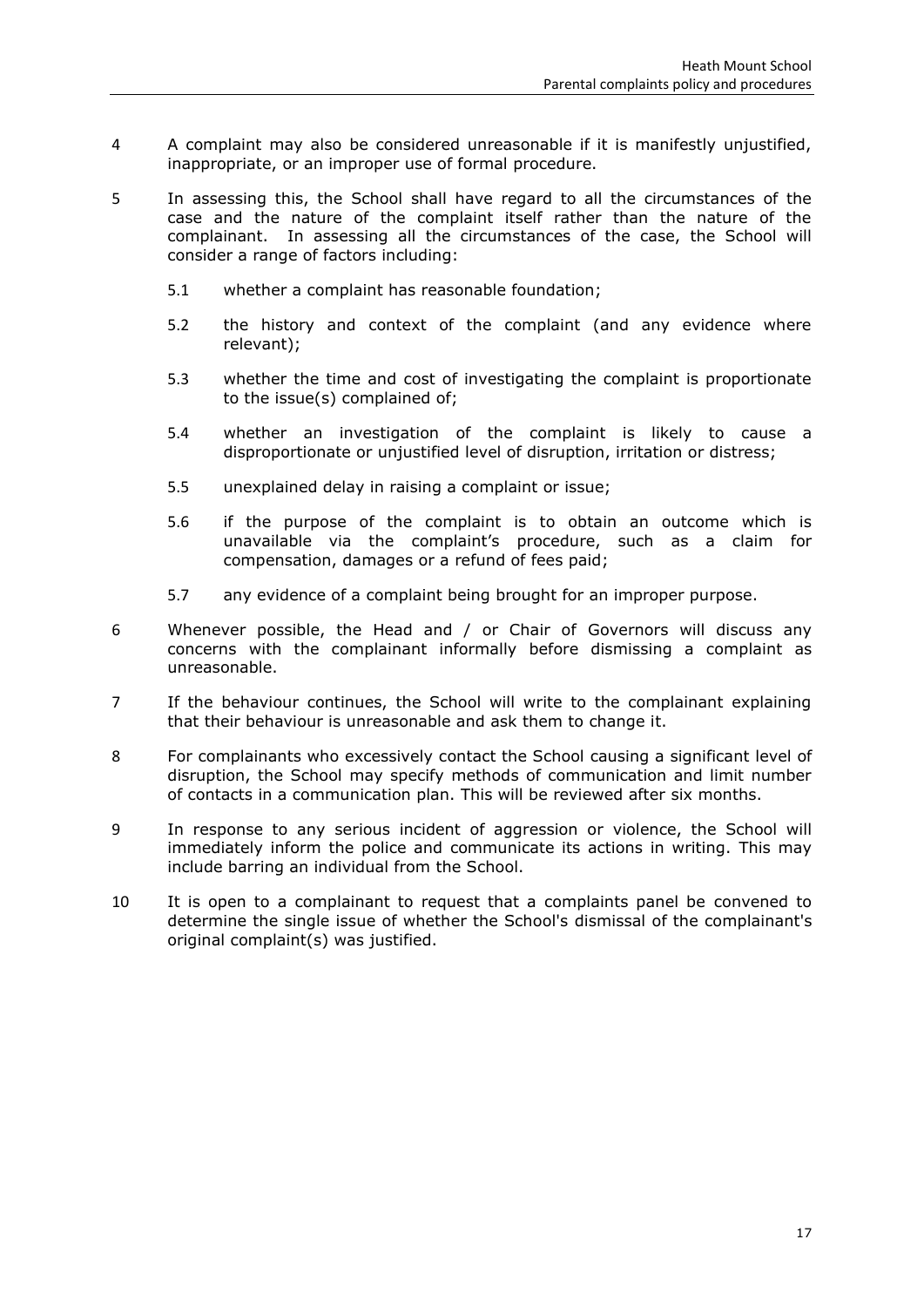4 A complaint may also be considered unreasonable if it is manifestly unjustified, inappropriate, or an improper use of formal procedure.

5 In assessing this, the School shall have regard to all the circumstances of the case and the nature of the complaint itself rather than the nature of the complainant. In assessing all the circumstances of the case, the School will consider a range of factors including:

5.1 whether a complaint has reasonable foundation;

5.2 the history and context of the complaint (and any evidence where relevant);

5.3 whether the time and cost of investigating the complaint is proportionate to the issue(s) complained of;

5.4 whether an investigation of the complaint is likely to cause a disproportionate or unjustified level of disruption, irritation or distress;

5.5 unexplained delay in raising a complaint or issue;

5.6 if the purpose of the complaint is to obtain an outcome which is unavailable via the complaint's procedure, such as a claim for compensation, damages or a refund of fees paid;

5.7 any evidence of a complaint being brought for an improper purpose.

6 Whenever possible, the Head and / or Chair of Governors will discuss any concerns with the complainant informally before dismissing a complaint as unreasonable.

7 If the behaviour continues, the School will write to the complainant explaining that their behaviour is unreasonable and ask them to change it.

8 For complainants who excessively contact the School causing a significant level of disruption, the School may specify methods of communication and limit number of contacts in a communication plan. This will be reviewed after six months.

9 In response to any serious incident of aggression or violence, the School will immediately inform the police and communicate its actions in writing. This may include barring an individual from the School.

10 It is open to a complainant to request that a complaints panel be convened to determine the single issue of whether the School's dismissal of the complainant's original complaint(s) was justified.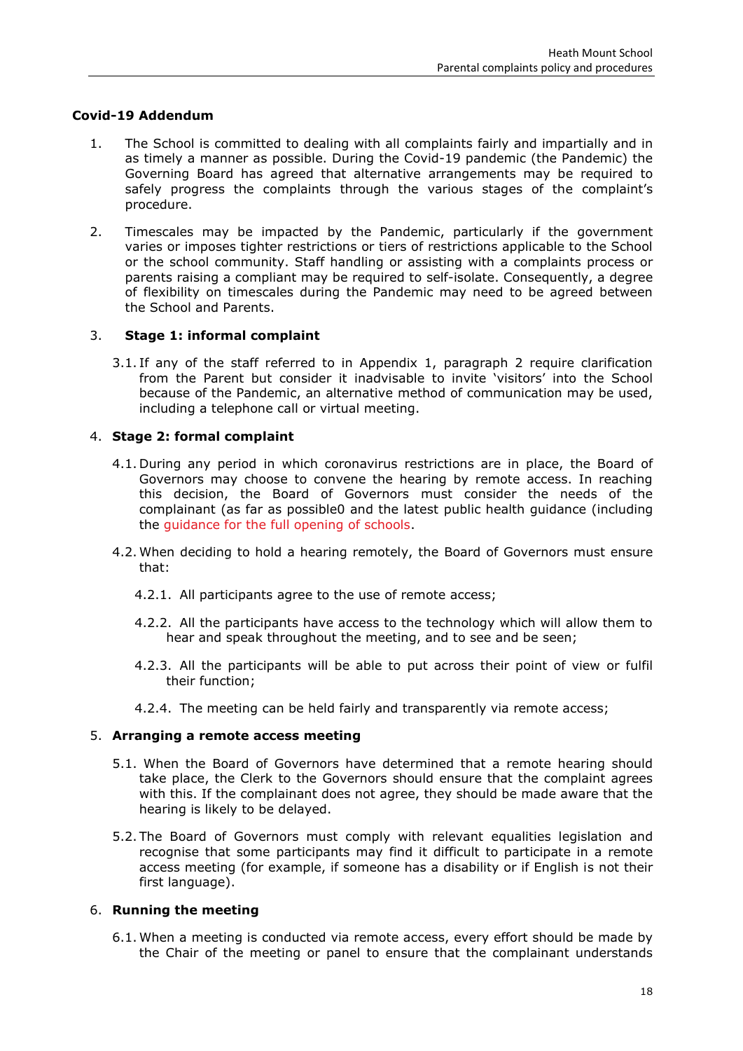**Covid-19 Addendum**

1. The School is committed to dealing with all complaints fairly and impartially and in as timely a manner as possible. During the Covid-19 pandemic (the Pandemic) the Governing Board has agreed that alternative arrangements may be required to safely progress the complaints through the various stages of the complaint's procedure.

2. Timescales may be impacted by the Pandemic, particularly if the government varies or imposes tighter restrictions or tiers of restrictions applicable to the School or the school community. Staff handling or assisting with a complaints process or parents raising a compliant may be required to self-isolate. Consequently, a degree of flexibility on timescales during the Pandemic may need to be agreed between the School and Parents.

3. **Stage 1: informal complaint**

   3.1. If any of the staff referred to in Appendix 1, paragraph 2 require clarification from the Parent but consider it inadvisable to invite 'visitors' into the School because of the Pandemic, an alternative method of communication may be used, including a telephone call or virtual meeting.

4. **Stage 2: formal complaint**

   4.1. During any period in which coronavirus restrictions are in place, the Board of Governors may choose to convene the hearing by remote access. In reaching this decision, the Board of Governors must consider the needs of the complainant (as far as possible0 and the latest public health guidance (including the guidance for the full opening of schools.

   4.2. When deciding to hold a hearing remotely, the Board of Governors must ensure that:

   4.2.1. All participants agree to the use of remote access;

   4.2.2. All the participants have access to the technology which will allow them to hear and speak throughout the meeting, and to see and be seen;

   4.2.3. All the participants will be able to put across their point of view or fulfil their function;

   4.2.4. The meeting can be held fairly and transparently via remote access;

5. **Arranging a remote access meeting**

   5.1. When the Board of Governors have determined that a remote hearing should take place, the Clerk to the Governors should ensure that the complaint agrees with this. If the complainant does not agree, they should be made aware that the hearing is likely to be delayed.

   5.2. The Board of Governors must comply with relevant equalities legislation and recognise that some participants may find it difficult to participate in a remote access meeting (for example, if someone has a disability or if English is not their first language).

6. **Running the meeting**

   6.1. When a meeting is conducted via remote access, every effort should be made by the Chair of the meeting or panel to ensure that the complainant understands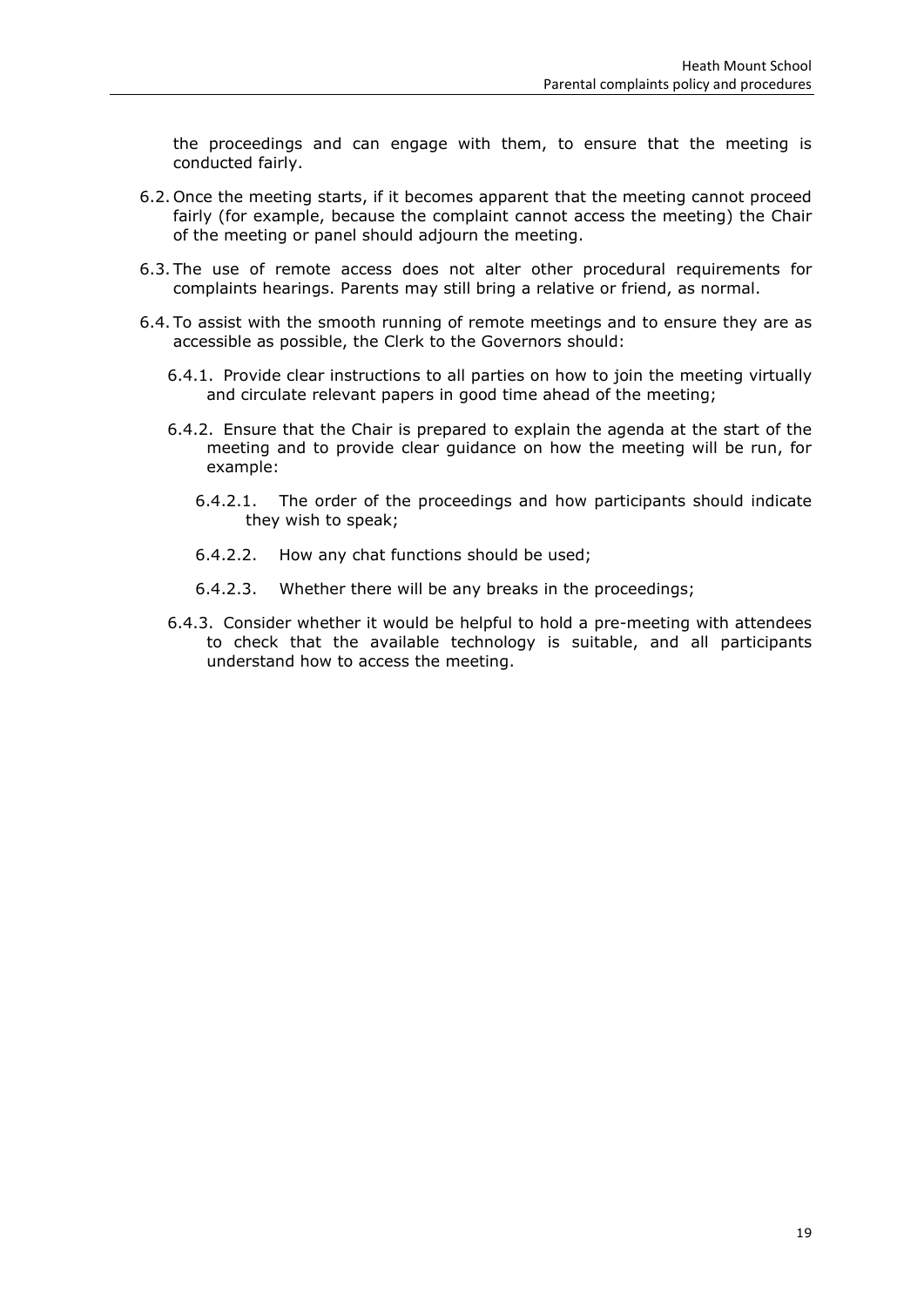the proceedings and can engage with them, to ensure that the meeting is conducted fairly.

6.2. Once the meeting starts, if it becomes apparent that the meeting cannot proceed fairly (for example, because the complaint cannot access the meeting) the Chair of the meeting or panel should adjourn the meeting.

6.3. The use of remote access does not alter other procedural requirements for complaints hearings. Parents may still bring a relative or friend, as normal.

6.4. To assist with the smooth running of remote meetings and to ensure they are as accessible as possible, the Clerk to the Governors should:

- 6.4.1. Provide clear instructions to all parties on how to join the meeting virtually and circulate relevant papers in good time ahead of the meeting;
- 6.4.2. Ensure that the Chair is prepared to explain the agenda at the start of the meeting and to provide clear guidance on how the meeting will be run, for example:
  - 6.4.2.1. The order of the proceedings and how participants should indicate they wish to speak;
  - 6.4.2.2. How any chat functions should be used;
  - 6.4.2.3. Whether there will be any breaks in the proceedings;
- 6.4.3. Consider whether it would be helpful to hold a pre-meeting with attendees to check that the available technology is suitable, and all participants understand how to access the meeting.